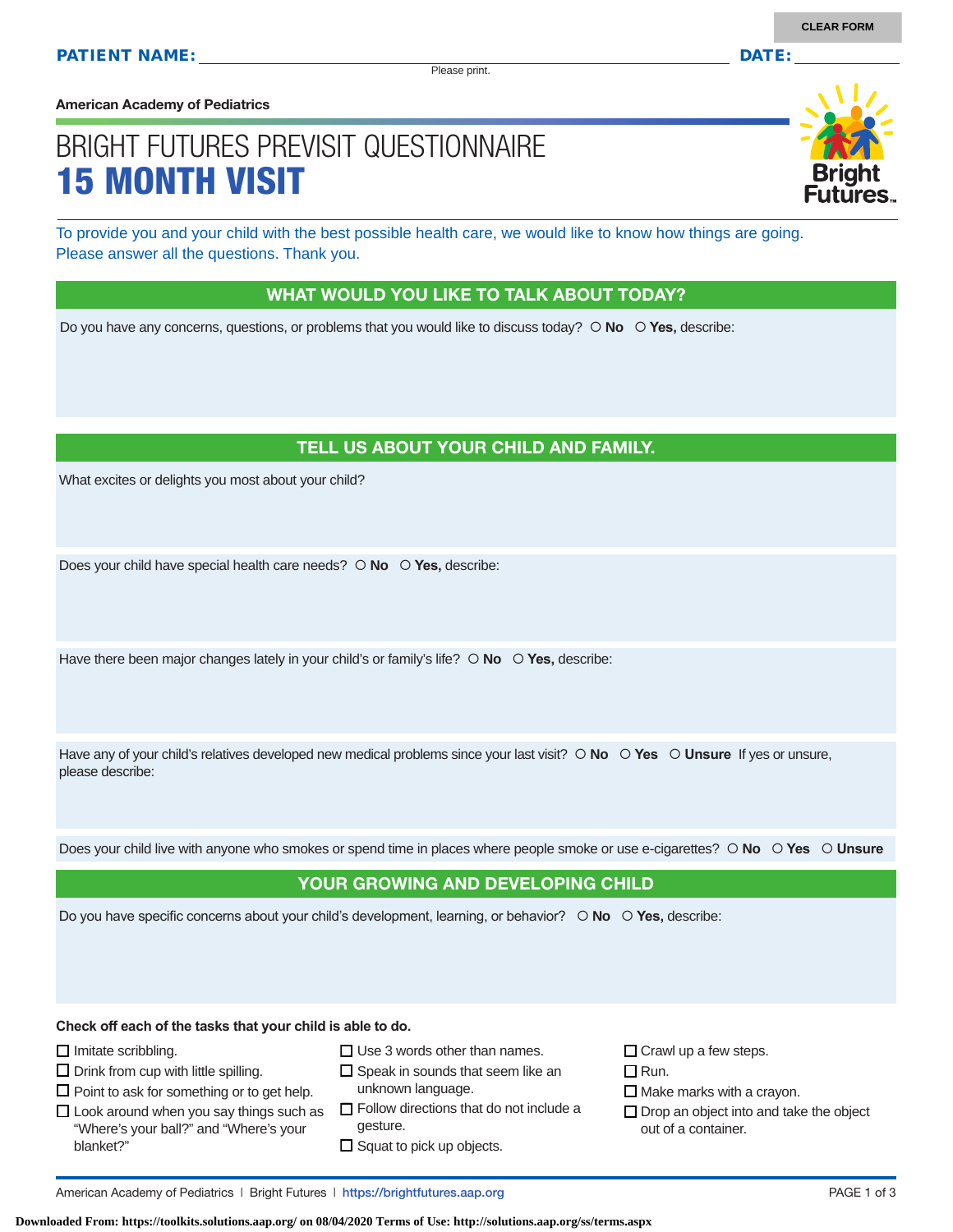CLEAR FORM

**PATIENT NAME:** ______________________________ **DATE:** __________

Please print.

American Academy of Pediatrics

# BRIGHT FUTURES PREVISIT QUESTIONNAIRE
# 15 MONTH VISIT

Bright Futures

To provide you and your child with the best possible health care, we would like to know how things are going. Please answer all the questions. Thank you.

## WHAT WOULD YOU LIKE TO TALK ABOUT TODAY?

Do you have any concerns, questions, or problems that you would like to discuss today? ○ **No** ○ **Yes,** describe:

## TELL US ABOUT YOUR CHILD AND FAMILY.

What excites or delights you most about your child?

Does your child have special health care needs? ○ **No** ○ **Yes,** describe:

Have there been major changes lately in your child's or family's life? ○ **No** ○ **Yes,** describe:

Have any of your child's relatives developed new medical problems since your last visit? ○ **No** ○ **Yes** ○ **Unsure** If yes or unsure, please describe:

Does your child live with anyone who smokes or spend time in places where people smoke or use e-cigarettes? ○ **No** ○ **Yes** ○ **Unsure**

## YOUR GROWING AND DEVELOPING CHILD

Do you have specific concerns about your child's development, learning, or behavior? ○ **No** ○ **Yes,** describe:

**Check off each of the tasks that your child is able to do.**

- ☐ Imitate scribbling.
- ☐ Drink from cup with little spilling.
- ☐ Point to ask for something or to get help.
- ☐ Look around when you say things such as "Where's your ball?" and "Where's your blanket?"
- ☐ Use 3 words other than names.
- ☐ Speak in sounds that seem like an unknown language.
- ☐ Follow directions that do not include a gesture.
- ☐ Squat to pick up objects.
- ☐ Crawl up a few steps.
- ☐ Run.
- ☐ Make marks with a crayon.
- ☐ Drop an object into and take the object out of a container.

American Academy of Pediatrics | Bright Futures | https://brightfutures.aap.org

Downloaded From: https://toolkits.solutions.aap.org/ on 08/04/2020 Terms of Use: http://solutions.aap.org/ss/terms.aspx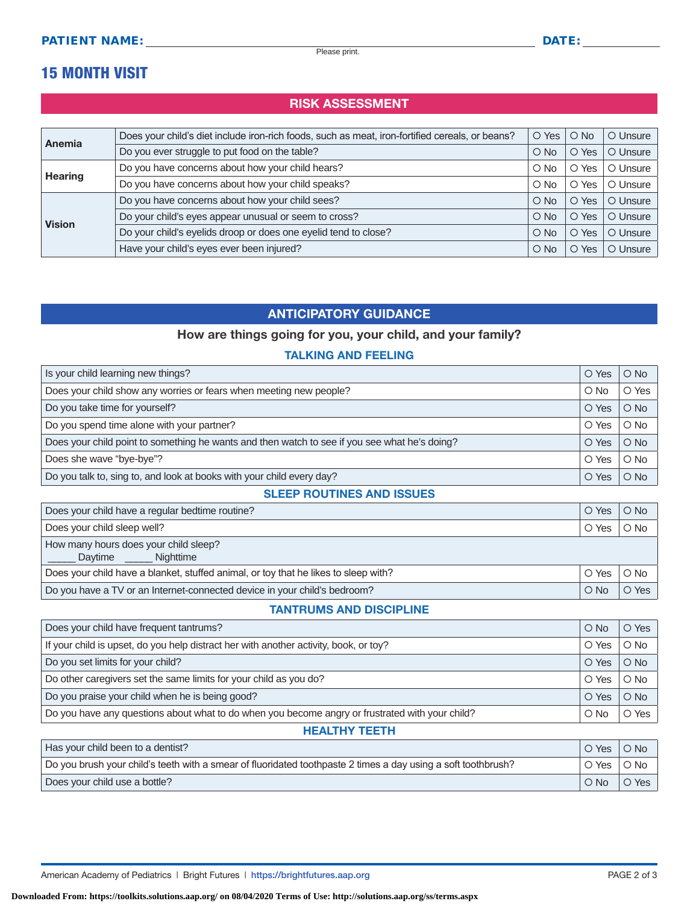PATIENT NAME: ______________________________ DATE: __________

Please print.

# 15 MONTH VISIT

## RISK ASSESSMENT

| | | | | |
|---|---|---|---|---|
| **Anemia** | Does your child's diet include iron-rich foods, such as meat, iron-fortified cereals, or beans? | ○ Yes | ○ No | ○ Unsure |
| | Do you ever struggle to put food on the table? | ○ No | ○ Yes | ○ Unsure |
| **Hearing** | Do you have concerns about how your child hears? | ○ No | ○ Yes | ○ Unsure |
| | Do you have concerns about how your child speaks? | ○ No | ○ Yes | ○ Unsure |
| **Vision** | Do you have concerns about how your child sees? | ○ No | ○ Yes | ○ Unsure |
| | Do your child's eyes appear unusual or seem to cross? | ○ No | ○ Yes | ○ Unsure |
| | Do your child's eyelids droop or does one eyelid tend to close? | ○ No | ○ Yes | ○ Unsure |
| | Have your child's eyes ever been injured? | ○ No | ○ Yes | ○ Unsure |

## ANTICIPATORY GUIDANCE

**How are things going for you, your child, and your family?**

### TALKING AND FEELING

| | | |
|---|---|---|
| Is your child learning new things? | ○ Yes | ○ No |
| Does your child show any worries or fears when meeting new people? | ○ No | ○ Yes |
| Do you take time for yourself? | ○ Yes | ○ No |
| Do you spend time alone with your partner? | ○ Yes | ○ No |
| Does your child point to something he wants and then watch to see if you see what he's doing? | ○ Yes | ○ No |
| Does she wave "bye-bye"? | ○ Yes | ○ No |
| Do you talk to, sing to, and look at books with your child every day? | ○ Yes | ○ No |

### SLEEP ROUTINES AND ISSUES

| | | |
|---|---|---|
| Does your child have a regular bedtime routine? | ○ Yes | ○ No |
| Does your child sleep well? | ○ Yes | ○ No |
| How many hours does your child sleep? _____ Daytime _____ Nighttime | | |
| Does your child have a blanket, stuffed animal, or toy that he likes to sleep with? | ○ Yes | ○ No |
| Do you have a TV or an Internet-connected device in your child's bedroom? | ○ No | ○ Yes |

### TANTRUMS AND DISCIPLINE

| | | |
|---|---|---|
| Does your child have frequent tantrums? | ○ No | ○ Yes |
| If your child is upset, do you help distract her with another activity, book, or toy? | ○ Yes | ○ No |
| Do you set limits for your child? | ○ Yes | ○ No |
| Do other caregivers set the same limits for your child as you do? | ○ Yes | ○ No |
| Do you praise your child when he is being good? | ○ Yes | ○ No |
| Do you have any questions about what to do when you become angry or frustrated with your child? | ○ No | ○ Yes |

### HEALTHY TEETH

| | | |
|---|---|---|
| Has your child been to a dentist? | ○ Yes | ○ No |
| Do you brush your child's teeth with a smear of fluoridated toothpaste 2 times a day using a soft toothbrush? | ○ Yes | ○ No |
| Does your child use a bottle? | ○ No | ○ Yes |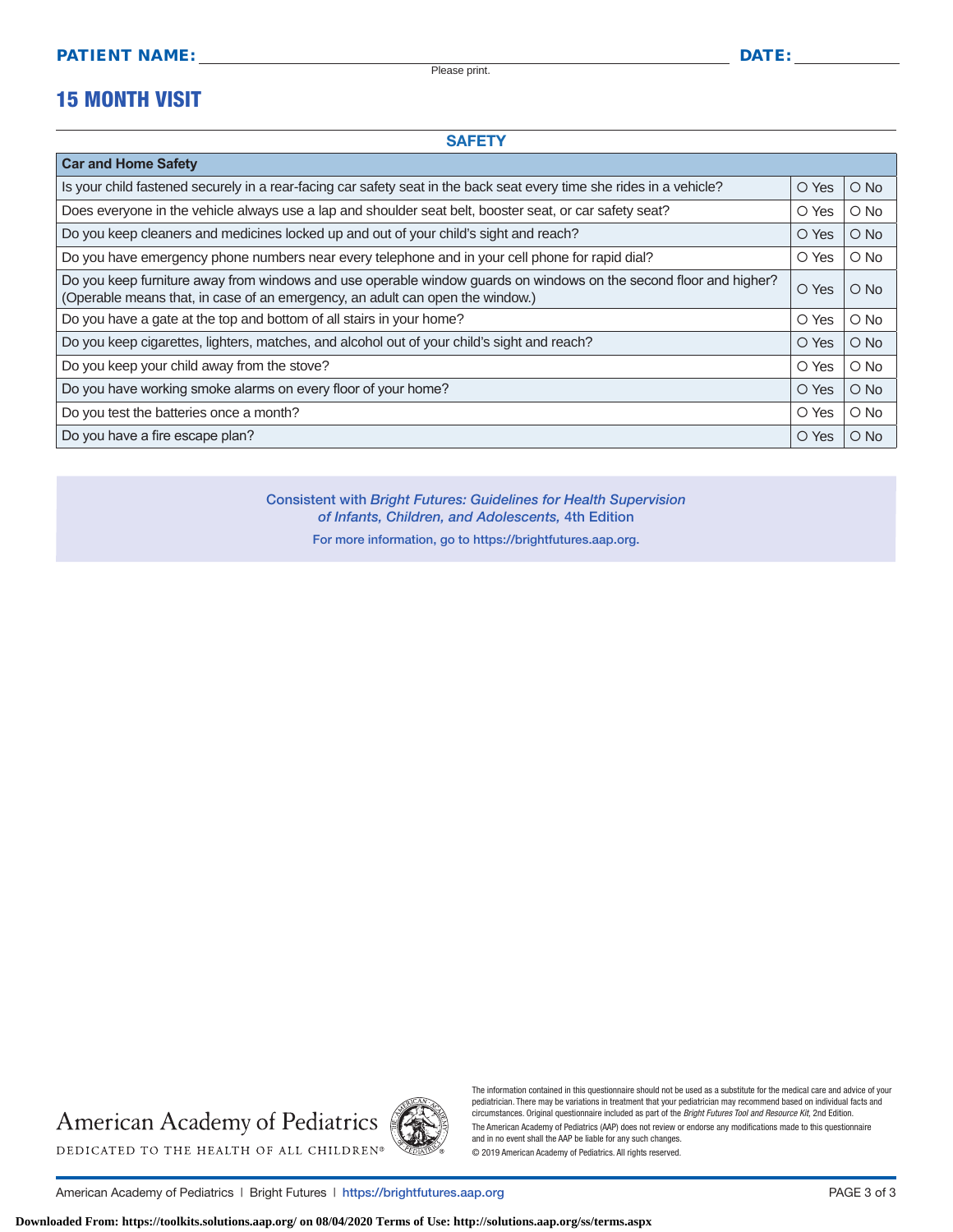**PATIENT NAME:** ______________________________ **DATE:** ____________

Please print.

# 15 MONTH VISIT

## SAFETY

| Car and Home Safety | | |
|---|---|---|
| Is your child fastened securely in a rear-facing car safety seat in the back seat every time she rides in a vehicle? | ○ Yes | ○ No |
| Does everyone in the vehicle always use a lap and shoulder seat belt, booster seat, or car safety seat? | ○ Yes | ○ No |
| Do you keep cleaners and medicines locked up and out of your child's sight and reach? | ○ Yes | ○ No |
| Do you have emergency phone numbers near every telephone and in your cell phone for rapid dial? | ○ Yes | ○ No |
| Do you keep furniture away from windows and use operable window guards on windows on the second floor and higher? (Operable means that, in case of an emergency, an adult can open the window.) | ○ Yes | ○ No |
| Do you have a gate at the top and bottom of all stairs in your home? | ○ Yes | ○ No |
| Do you keep cigarettes, lighters, matches, and alcohol out of your child's sight and reach? | ○ Yes | ○ No |
| Do you keep your child away from the stove? | ○ Yes | ○ No |
| Do you have working smoke alarms on every floor of your home? | ○ Yes | ○ No |
| Do you test the batteries once a month? | ○ Yes | ○ No |
| Do you have a fire escape plan? | ○ Yes | ○ No |

Consistent with *Bright Futures: Guidelines for Health Supervision of Infants, Children, and Adolescents,* 4th Edition

For more information, go to https://brightfutures.aap.org.

American Academy of Pediatrics

DEDICATED TO THE HEALTH OF ALL CHILDREN®

The information contained in this questionnaire should not be used as a substitute for the medical care and advice of your pediatrician. There may be variations in treatment that your pediatrician may recommend based on individual facts and circumstances. Original questionnaire included as part of the *Bright Futures Tool and Resource Kit,* 2nd Edition.

The American Academy of Pediatrics (AAP) does not review or endorse any modifications made to this questionnaire and in no event shall the AAP be liable for any such changes.

© 2019 American Academy of Pediatrics. All rights reserved.

American Academy of Pediatrics | Bright Futures | https://brightfutures.aap.org

Downloaded From: https://toolkits.solutions.aap.org/ on 08/04/2020 Terms of Use: http://solutions.aap.org/ss/terms.aspx